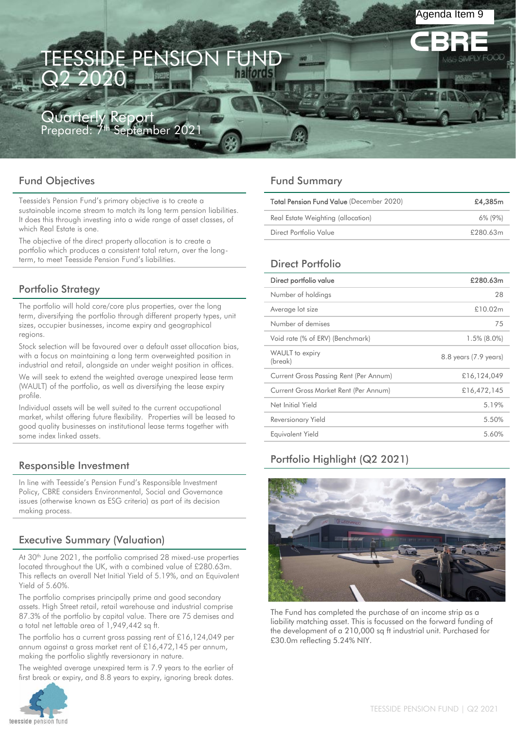Agenda Item 9

# TEESSIDE PENSION FUND Q2 2020

## Quarterly Report
Prepared: 7th September 2021

## Fund Objectives

Teesside's Pension Fund's primary objective is to create a sustainable income stream to match its long term pension liabilities. It does this through investing into a wide range of asset classes, of which Real Estate is one.

The objective of the direct property allocation is to create a portfolio which produces a consistent total return, over the long-term, to meet Teesside Pension Fund's liabilities.

## Portfolio Strategy

The portfolio will hold core/core plus properties, over the long term, diversifying the portfolio through different property types, unit sizes, occupier businesses, income expiry and geographical regions.

Stock selection will be favoured over a default asset allocation bias, with a focus on maintaining a long term overweighted position in industrial and retail, alongside an under weight position in offices.

We will seek to extend the weighted average unexpired lease term (WAULT) of the portfolio, as well as diversifying the lease expiry profile.

Individual assets will be well suited to the current occupational market, whilst offering future flexibility. Properties will be leased to good quality businesses on institutional lease terms together with some index linked assets.

## Responsible Investment

In line with Teesside's Pension Fund's Responsible Investment Policy, CBRE considers Environmental, Social and Governance issues (otherwise known as ESG criteria) as part of its decision making process.

## Executive Summary (Valuation)

At 30th June 2021, the portfolio comprised 28 mixed-use properties located throughout the UK, with a combined value of £280.63m. This reflects an overall Net Initial Yield of 5.19%, and an Equivalent Yield of 5.60%.

The portfolio comprises principally prime and good secondary assets. High Street retail, retail warehouse and industrial comprise 87.3% of the portfolio by capital value. There are 75 demises and a total net lettable area of 1,949,442 sq ft.

The portfolio has a current gross passing rent of £16,124,049 per annum against a gross market rent of £16,472,145 per annum, making the portfolio slightly reversionary in nature.

The weighted average unexpired term is 7.9 years to the earlier of first break or expiry, and 8.8 years to expiry, ignoring break dates.

## Fund Summary

| **Total Pension Fund Value** (December 2020) | **£4,385m** |
|---|---|
| Real Estate Weighting (allocation) | 6% (9%) |
| Direct Portfolio Value | £280.63m |

## Direct Portfolio

| **Direct portfolio value** | **£280.63m** |
|---|---|
| Number of holdings | 28 |
| Average lot size | £10.02m |
| Number of demises | 75 |
| Void rate (% of ERV) (Benchmark) | 1.5% (8.0%) |
| WAULT to expiry (break) | 8.8 years (7.9 years) |
| Current Gross Passing Rent (Per Annum) | £16,124,049 |
| Current Gross Market Rent (Per Annum) | £16,472,145 |
| Net Initial Yield | 5.19% |
| Reversionary Yield | 5.50% |
| Equivalent Yield | 5.60% |

## Portfolio Highlight (Q2 2021)

The Fund has completed the purchase of an income strip as a liability matching asset. This is focussed on the forward funding of the development of a 210,000 sq ft industrial unit. Purchased for £30.0m reflecting 5.24% NIY.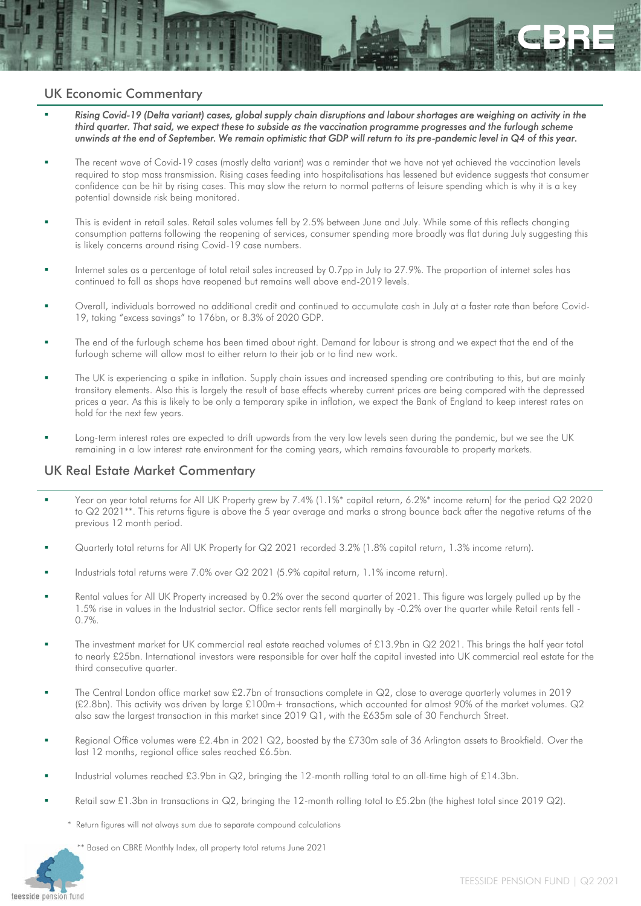## UK Economic Commentary

- *Rising Covid-19 (Delta variant) cases, global supply chain disruptions and labour shortages are weighing on activity in the third quarter. That said, we expect these to subside as the vaccination programme progresses and the furlough scheme unwinds at the end of September. We remain optimistic that GDP will return to its pre-pandemic level in Q4 of this year.*
- The recent wave of Covid-19 cases (mostly delta variant) was a reminder that we have not yet achieved the vaccination levels required to stop mass transmission. Rising cases feeding into hospitalisations has lessened but evidence suggests that consumer confidence can be hit by rising cases. This may slow the return to normal patterns of leisure spending which is why it is a key potential downside risk being monitored.
- This is evident in retail sales. Retail sales volumes fell by 2.5% between June and July. While some of this reflects changing consumption patterns following the reopening of services, consumer spending more broadly was flat during July suggesting this is likely concerns around rising Covid-19 case numbers.
- Internet sales as a percentage of total retail sales increased by 0.7pp in July to 27.9%. The proportion of internet sales has continued to fall as shops have reopened but remains well above end-2019 levels.
- Overall, individuals borrowed no additional credit and continued to accumulate cash in July at a faster rate than before Covid-19, taking "excess savings" to 176bn, or 8.3% of 2020 GDP.
- The end of the furlough scheme has been timed about right. Demand for labour is strong and we expect that the end of the furlough scheme will allow most to either return to their job or to find new work.
- The UK is experiencing a spike in inflation. Supply chain issues and increased spending are contributing to this, but are mainly transitory elements. Also this is largely the result of base effects whereby current prices are being compared with the depressed prices a year. As this is likely to be only a temporary spike in inflation, we expect the Bank of England to keep interest rates on hold for the next few years.
- Long-term interest rates are expected to drift upwards from the very low levels seen during the pandemic, but we see the UK remaining in a low interest rate environment for the coming years, which remains favourable to property markets.

## UK Real Estate Market Commentary

- Year on year total returns for All UK Property grew by 7.4% (1.1%* capital return, 6.2%* income return) for the period Q2 2020 to Q2 2021**. This returns figure is above the 5 year average and marks a strong bounce back after the negative returns of the previous 12 month period.
- Quarterly total returns for All UK Property for Q2 2021 recorded 3.2% (1.8% capital return, 1.3% income return).
- Industrials total returns were 7.0% over Q2 2021 (5.9% capital return, 1.1% income return).
- Rental values for All UK Property increased by 0.2% over the second quarter of 2021. This figure was largely pulled up by the 1.5% rise in values in the Industrial sector. Office sector rents fell marginally by -0.2% over the quarter while Retail rents fell -0.7%.
- The investment market for UK commercial real estate reached volumes of £13.9bn in Q2 2021. This brings the half year total to nearly £25bn. International investors were responsible for over half the capital invested into UK commercial real estate for the third consecutive quarter.
- The Central London office market saw £2.7bn of transactions complete in Q2, close to average quarterly volumes in 2019 (£2.8bn). This activity was driven by large £100m+ transactions, which accounted for almost 90% of the market volumes. Q2 also saw the largest transaction in this market since 2019 Q1, with the £635m sale of 30 Fenchurch Street.
- Regional Office volumes were £2.4bn in 2021 Q2, boosted by the £730m sale of 36 Arlington assets to Brookfield. Over the last 12 months, regional office sales reached £6.5bn.
- Industrial volumes reached £3.9bn in Q2, bringing the 12-month rolling total to an all-time high of £14.3bn.
- Retail saw £1.3bn in transactions in Q2, bringing the 12-month rolling total to £5.2bn (the highest total since 2019 Q2).

\* Return figures will not always sum due to separate compound calculations

** Based on CBRE Monthly Index, all property total returns June 2021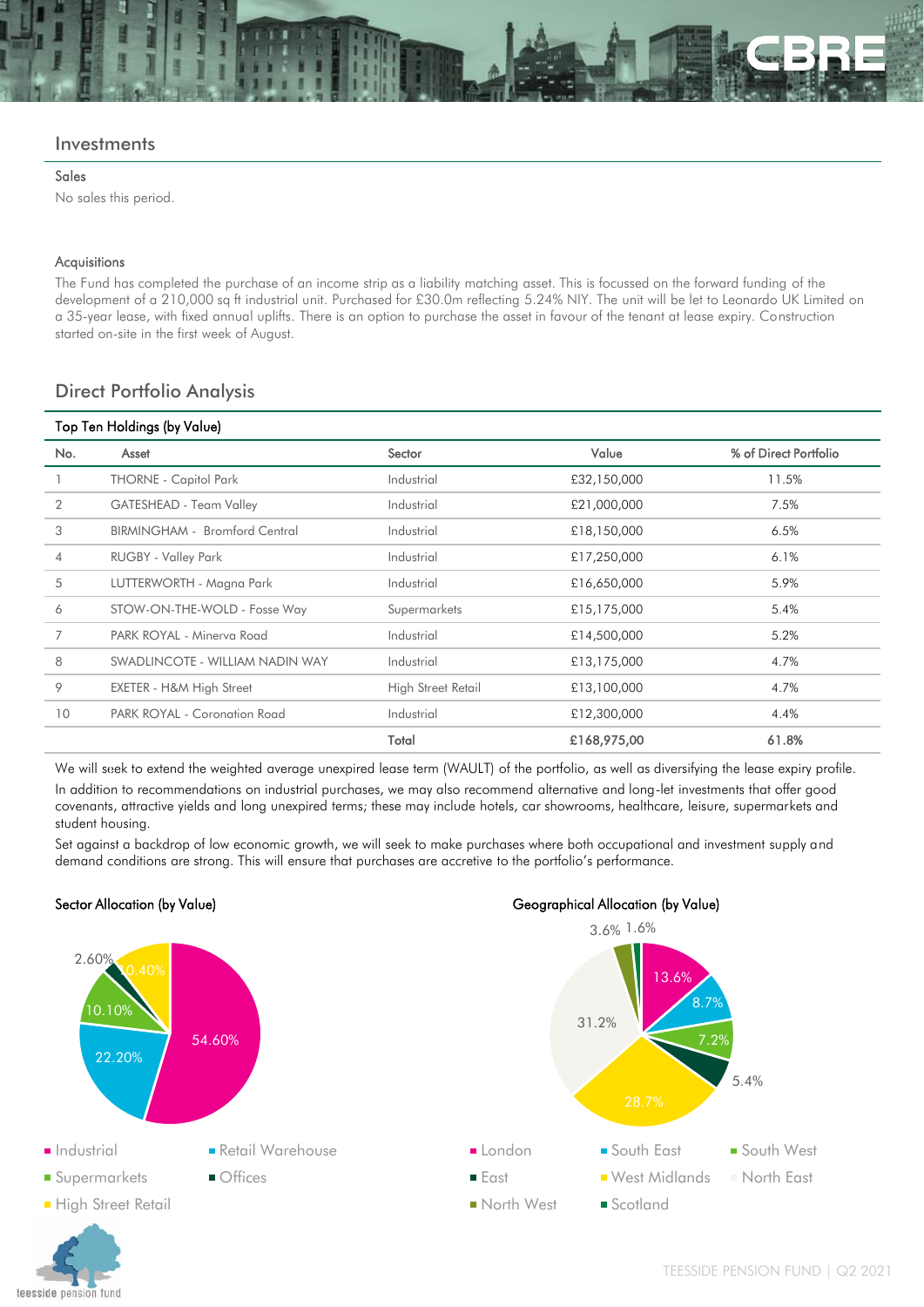## Investments

### Sales

No sales this period.

### Acquisitions

The Fund has completed the purchase of an income strip as a liability matching asset. This is focussed on the forward funding of the development of a 210,000 sq ft industrial unit. Purchased for £30.0m reflecting 5.24% NIY. The unit will be let to Leonardo UK Limited on a 35-year lease, with fixed annual uplifts. There is an option to purchase the asset in favour of the tenant at lease expiry. Construction started on-site in the first week of August.

## Direct Portfolio Analysis

### Top Ten Holdings (by Value)

| No. | Asset | Sector | Value | % of Direct Portfolio |
|---|---|---|---|---|
| 1 | THORNE - Capitol Park | Industrial | £32,150,000 | 11.5% |
| 2 | GATESHEAD - Team Valley | Industrial | £21,000,000 | 7.5% |
| 3 | BIRMINGHAM - Bromford Central | Industrial | £18,150,000 | 6.5% |
| 4 | RUGBY - Valley Park | Industrial | £17,250,000 | 6.1% |
| 5 | LUTTERWORTH - Magna Park | Industrial | £16,650,000 | 5.9% |
| 6 | STOW-ON-THE-WOLD - Fosse Way | Supermarkets | £15,175,000 | 5.4% |
| 7 | PARK ROYAL - Minerva Road | Industrial | £14,500,000 | 5.2% |
| 8 | SWADLINCOTE - WILLIAM NADIN WAY | Industrial | £13,175,000 | 4.7% |
| 9 | EXETER - H&M High Street | High Street Retail | £13,100,000 | 4.7% |
| 10 | PARK ROYAL - Coronation Road | Industrial | £12,300,000 | 4.4% |
| | | **Total** | **£168,975,00** | **61.8%** |

We will seek to extend the weighted average unexpired lease term (WAULT) of the portfolio, as well as diversifying the lease expiry profile.

In addition to recommendations on industrial purchases, we may also recommend alternative and long-let investments that offer good covenants, attractive yields and long unexpired terms; these may include hotels, car showrooms, healthcare, leisure, supermarkets and student housing.

Set against a backdrop of low economic growth, we will seek to make purchases where both occupational and investment supply and demand conditions are strong. This will ensure that purchases are accretive to the portfolio's performance.

### Sector Allocation (by Value)

| Sector | % |
|---|---|
| Industrial | 54.60% |
| Retail Warehouse | 22.20% |
| Supermarkets | 10.10% |
| Offices | 2.60% |
| High Street Retail | 10.40% |

### Geographical Allocation (by Value)

| Region | % |
|---|---|
| London | 13.6% |
| South East | 8.7% |
| South West | 7.2% |
| East | 5.4% |
| West Midlands | 28.7% |
| North East | 31.2% |
| North West | 3.6% |
| Scotland | 1.6% |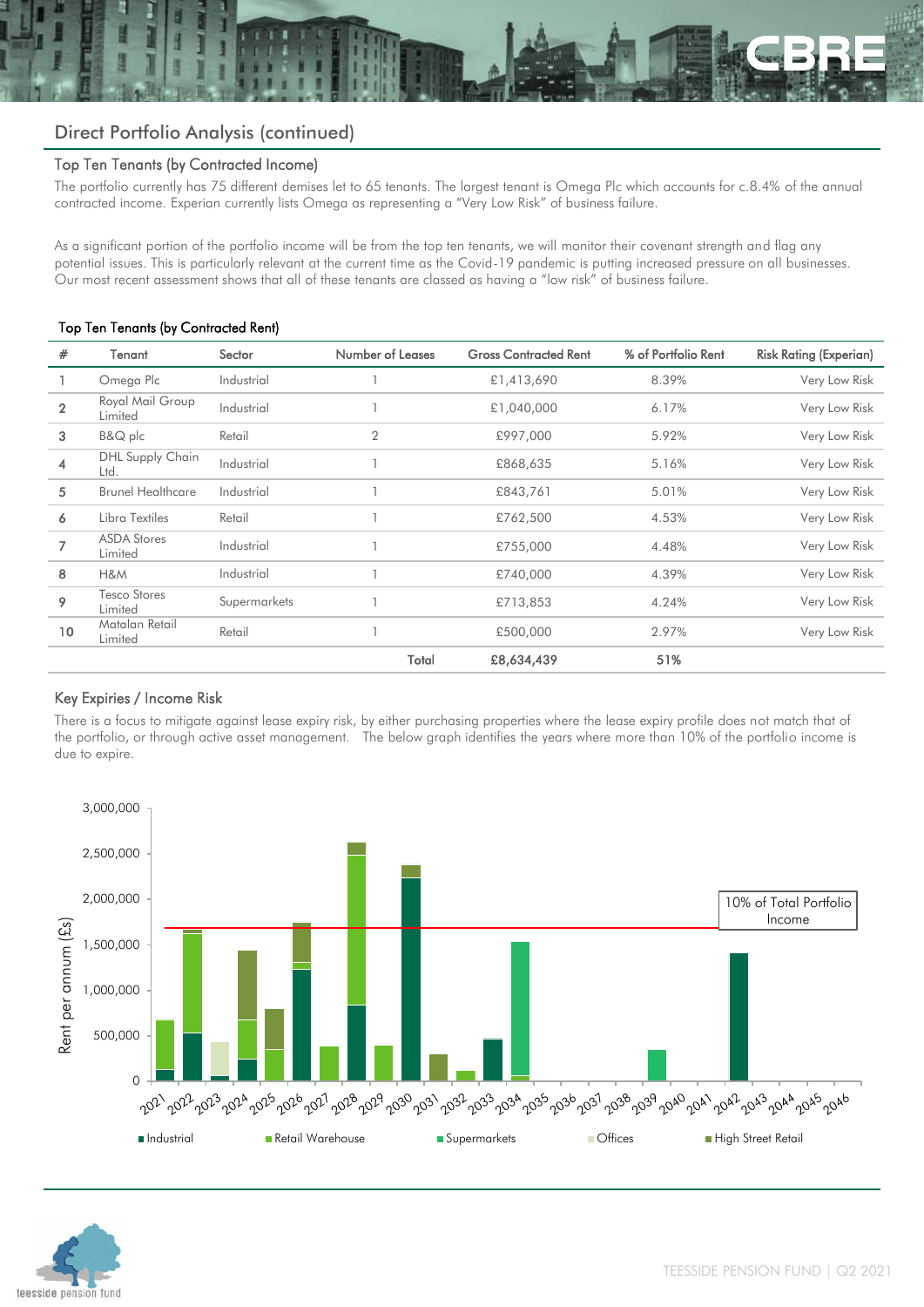## Direct Portfolio Analysis (continued)

### Top Ten Tenants (by Contracted Income)

The portfolio currently has 75 different demises let to 65 tenants. The largest tenant is Omega Plc which accounts for c.8.4% of the annual contracted income. Experian currently lists Omega as representing a "Very Low Risk" of business failure.

As a significant portion of the portfolio income will be from the top ten tenants, we will monitor their covenant strength and flag any potential issues. This is particularly relevant at the current time as the Covid-19 pandemic is putting increased pressure on all businesses. Our most recent assessment shows that all of these tenants are classed as having a "low risk" of business failure.

Top Ten Tenants (by Contracted Rent)

| # | Tenant | Sector | Number of Leases | Gross Contracted Rent | % of Portfolio Rent | Risk Rating (Experian) |
|---|---|---|---|---|---|---|
| 1 | Omega Plc | Industrial | 1 | £1,413,690 | 8.39% | Very Low Risk |
| 2 | Royal Mail Group Limited | Industrial | 1 | £1,040,000 | 6.17% | Very Low Risk |
| 3 | B&Q plc | Retail | 2 | £997,000 | 5.92% | Very Low Risk |
| 4 | DHL Supply Chain Ltd. | Industrial | 1 | £868,635 | 5.16% | Very Low Risk |
| 5 | Brunel Healthcare | Industrial | 1 | £843,761 | 5.01% | Very Low Risk |
| 6 | Libra Textiles | Retail | 1 | £762,500 | 4.53% | Very Low Risk |
| 7 | ASDA Stores Limited | Industrial | 1 | £755,000 | 4.48% | Very Low Risk |
| 8 | H&M | Industrial | 1 | £740,000 | 4.39% | Very Low Risk |
| 9 | Tesco Stores Limited | Supermarkets | 1 | £713,853 | 4.24% | Very Low Risk |
| 10 | Matalan Retail Limited | Retail | 1 | £500,000 | 2.97% | Very Low Risk |
| | | | Total | £8,634,439 | 51% | |

### Key Expiries / Income Risk

There is a focus to mitigate against lease expiry risk, by either purchasing properties where the lease expiry profile does not match that of the portfolio, or through active asset management. The below graph identifies the years where more than 10% of the portfolio income is due to expire.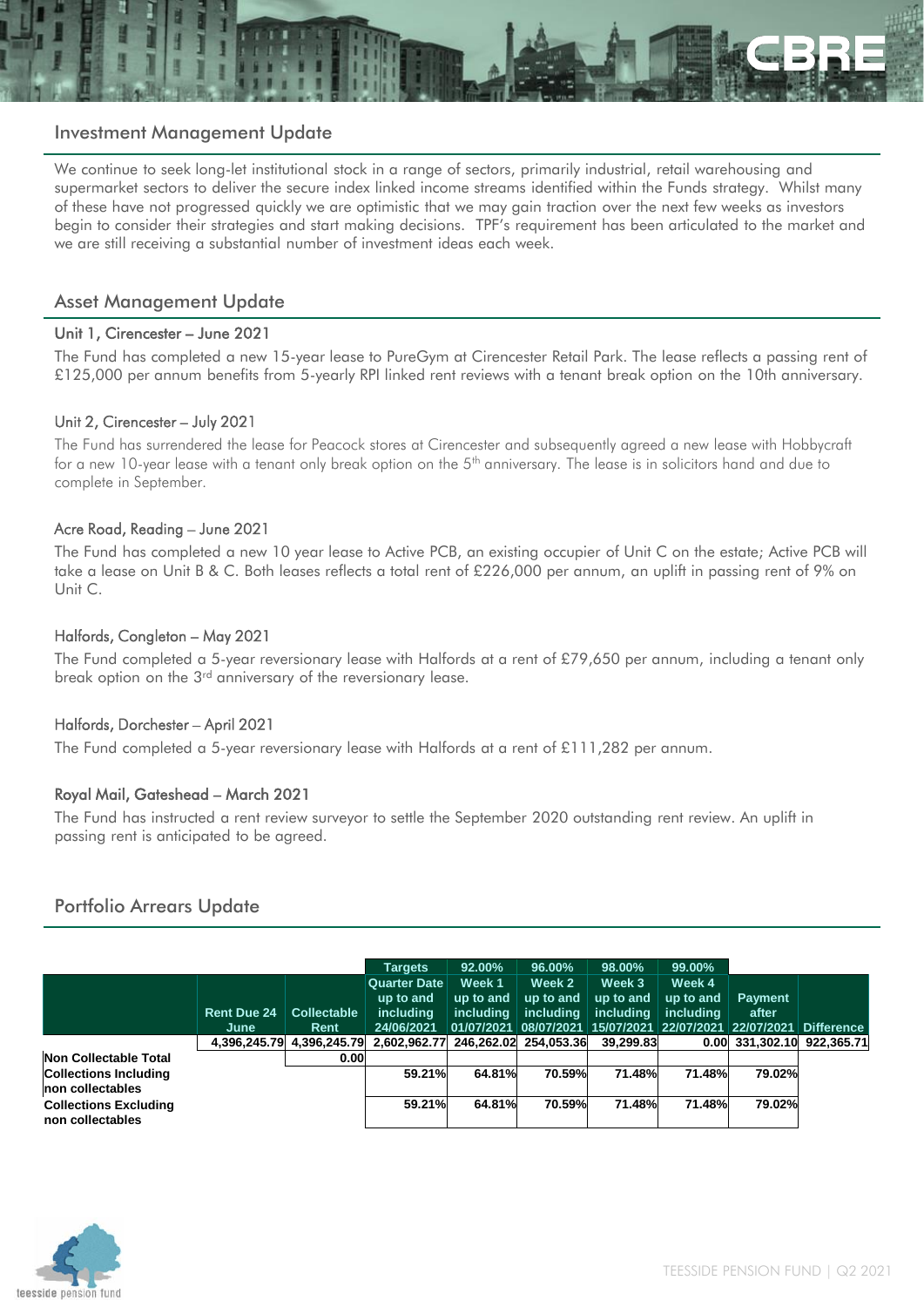## Investment Management Update

We continue to seek long-let institutional stock in a range of sectors, primarily industrial, retail warehousing and supermarket sectors to deliver the secure index linked income streams identified within the Funds strategy. Whilst many of these have not progressed quickly we are optimistic that we may gain traction over the next few weeks as investors begin to consider their strategies and start making decisions. TPF's requirement has been articulated to the market and we are still receiving a substantial number of investment ideas each week.

## Asset Management Update

### Unit 1, Cirencester – June 2021

The Fund has completed a new 15-year lease to PureGym at Cirencester Retail Park. The lease reflects a passing rent of £125,000 per annum benefits from 5-yearly RPI linked rent reviews with a tenant break option on the 10th anniversary.

### Unit 2, Cirencester – July 2021

The Fund has surrendered the lease for Peacock stores at Cirencester and subsequently agreed a new lease with Hobbycraft for a new 10-year lease with a tenant only break option on the 5th anniversary. The lease is in solicitors hand and due to complete in September.

### Acre Road, Reading – June 2021

The Fund has completed a new 10 year lease to Active PCB, an existing occupier of Unit C on the estate; Active PCB will take a lease on Unit B & C. Both leases reflects a total rent of £226,000 per annum, an uplift in passing rent of 9% on Unit C.

### Halfords, Congleton – May 2021

The Fund completed a 5-year reversionary lease with Halfords at a rent of £79,650 per annum, including a tenant only break option on the 3rd anniversary of the reversionary lease.

### Halfords, Dorchester – April 2021

The Fund completed a 5-year reversionary lease with Halfords at a rent of £111,282 per annum.

### Royal Mail, Gateshead – March 2021

The Fund has instructed a rent review surveyor to settle the September 2020 outstanding rent review. An uplift in passing rent is anticipated to be agreed.

## Portfolio Arrears Update

| | | | Targets | 92.00% | 96.00% | 98.00% | 99.00% | | |
|---|---|---|---|---|---|---|---|---|---|
| | Rent Due 24 June | Collectable Rent | Quarter Date up to and including 24/06/2021 | Week 1 up to and including 01/07/2021 | Week 2 up to and including 08/07/2021 | Week 3 up to and including 15/07/2021 | Week 4 up to and including 22/07/2021 | Payment after 22/07/2021 | Difference |
| | 4,396,245.79 | 4,396,245.79 | 2,602,962.77 | 246,262.02 | 254,053.36 | 39,299.83 | 0.00 | 331,302.10 | 922,365.71 |
| **Non Collectable Total** | | 0.00 | | | | | | | |
| **Collections Including non collectables** | | | 59.21% | 64.81% | 70.59% | 71.48% | 71.48% | 79.02% | |
| **Collections Excluding non collectables** | | | 59.21% | 64.81% | 70.59% | 71.48% | 71.48% | 79.02% | |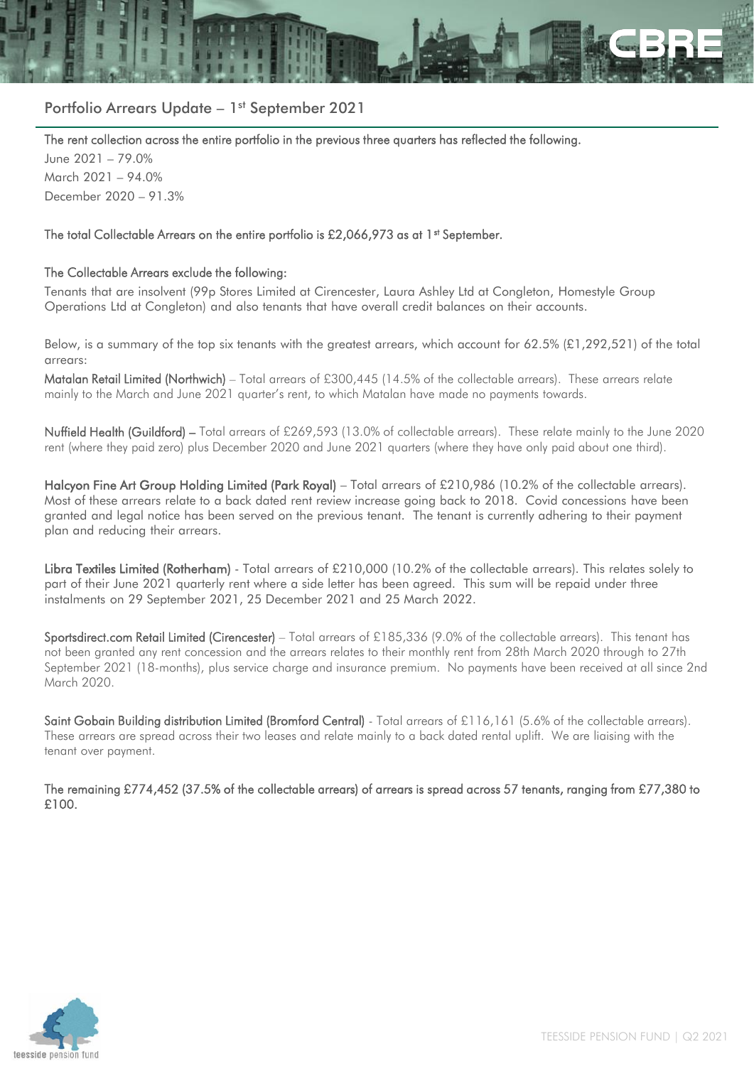## Portfolio Arrears Update – 1st September 2021

**The rent collection across the entire portfolio in the previous three quarters has reflected the following.**

June 2021 – 79.0%
March 2021 – 94.0%
December 2020 – 91.3%

**The total Collectable Arrears on the entire portfolio is £2,066,973 as at 1st September.**

**The Collectable Arrears exclude the following:**

Tenants that are insolvent (99p Stores Limited at Cirencester, Laura Ashley Ltd at Congleton, Homestyle Group Operations Ltd at Congleton) and also tenants that have overall credit balances on their accounts.

Below, is a summary of the top six tenants with the greatest arrears, which account for 62.5% (£1,292,521) of the total arrears:

**Matalan Retail Limited (Northwich)** – Total arrears of £300,445 (14.5% of the collectable arrears). These arrears relate mainly to the March and June 2021 quarter's rent, to which Matalan have made no payments towards.

**Nuffield Health (Guildford) –** Total arrears of £269,593 (13.0% of collectable arrears). These relate mainly to the June 2020 rent (where they paid zero) plus December 2020 and June 2021 quarters (where they have only paid about one third).

**Halcyon Fine Art Group Holding Limited (Park Royal)** – Total arrears of £210,986 (10.2% of the collectable arrears). Most of these arrears relate to a back dated rent review increase going back to 2018. Covid concessions have been granted and legal notice has been served on the previous tenant. The tenant is currently adhering to their payment plan and reducing their arrears.

**Libra Textiles Limited (Rotherham)** - Total arrears of £210,000 (10.2% of the collectable arrears). This relates solely to part of their June 2021 quarterly rent where a side letter has been agreed. This sum will be repaid under three instalments on 29 September 2021, 25 December 2021 and 25 March 2022.

**Sportsdirect.com Retail Limited (Cirencester)** – Total arrears of £185,336 (9.0% of the collectable arrears). This tenant has not been granted any rent concession and the arrears relates to their monthly rent from 28th March 2020 through to 27th September 2021 (18-months), plus service charge and insurance premium. No payments have been received at all since 2nd March 2020.

**Saint Gobain Building distribution Limited (Bromford Central)** - Total arrears of £116,161 (5.6% of the collectable arrears). These arrears are spread across their two leases and relate mainly to a back dated rental uplift. We are liaising with the tenant over payment.

**The remaining £774,452 (37.5% of the collectable arrears) of arrears is spread across 57 tenants, ranging from £77,380 to £100.**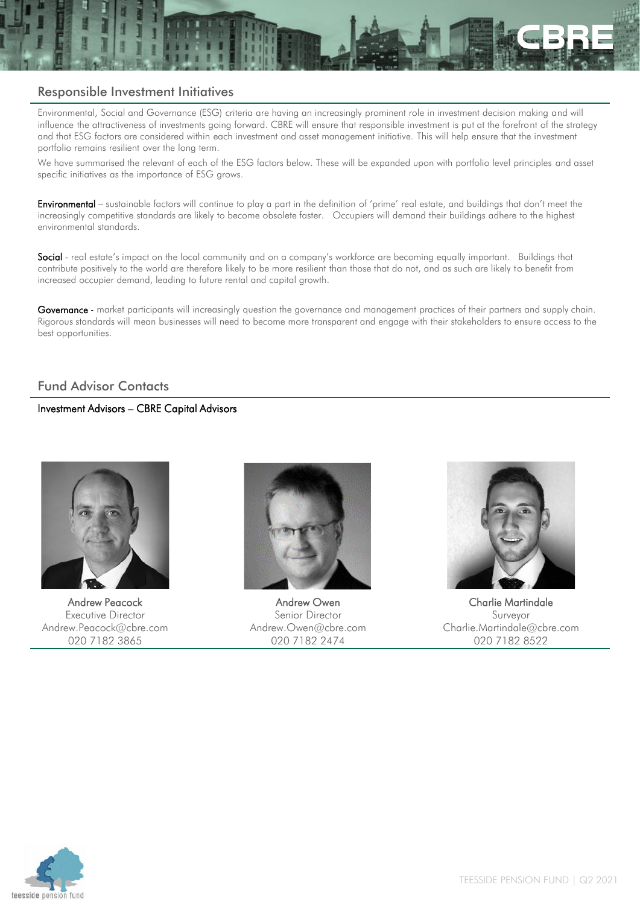## Responsible Investment Initiatives

Environmental, Social and Governance (ESG) criteria are having an increasingly prominent role in investment decision making and will influence the attractiveness of investments going forward. CBRE will ensure that responsible investment is put at the forefront of the strategy and that ESG factors are considered within each investment and asset management initiative. This will help ensure that the investment portfolio remains resilient over the long term.

We have summarised the relevant of each of the ESG factors below. These will be expanded upon with portfolio level principles and asset specific initiatives as the importance of ESG grows.

**Environmental** – sustainable factors will continue to play a part in the definition of 'prime' real estate, and buildings that don't meet the increasingly competitive standards are likely to become obsolete faster. Occupiers will demand their buildings adhere to the highest environmental standards.

**Social** - real estate's impact on the local community and on a company's workforce are becoming equally important. Buildings that contribute positively to the world are therefore likely to be more resilient than those that do not, and as such are likely to benefit from increased occupier demand, leading to future rental and capital growth.

**Governance** - market participants will increasingly question the governance and management practices of their partners and supply chain. Rigorous standards will mean businesses will need to become more transparent and engage with their stakeholders to ensure access to the best opportunities.

## Fund Advisor Contacts

**Investment Advisors – CBRE Capital Advisors**

Andrew Peacock
Executive Director
Andrew.Peacock@cbre.com
020 7182 3865

Andrew Owen
Senior Director
Andrew.Owen@cbre.com
020 7182 2474

Charlie Martindale
Surveyor
Charlie.Martindale@cbre.com
020 7182 8522